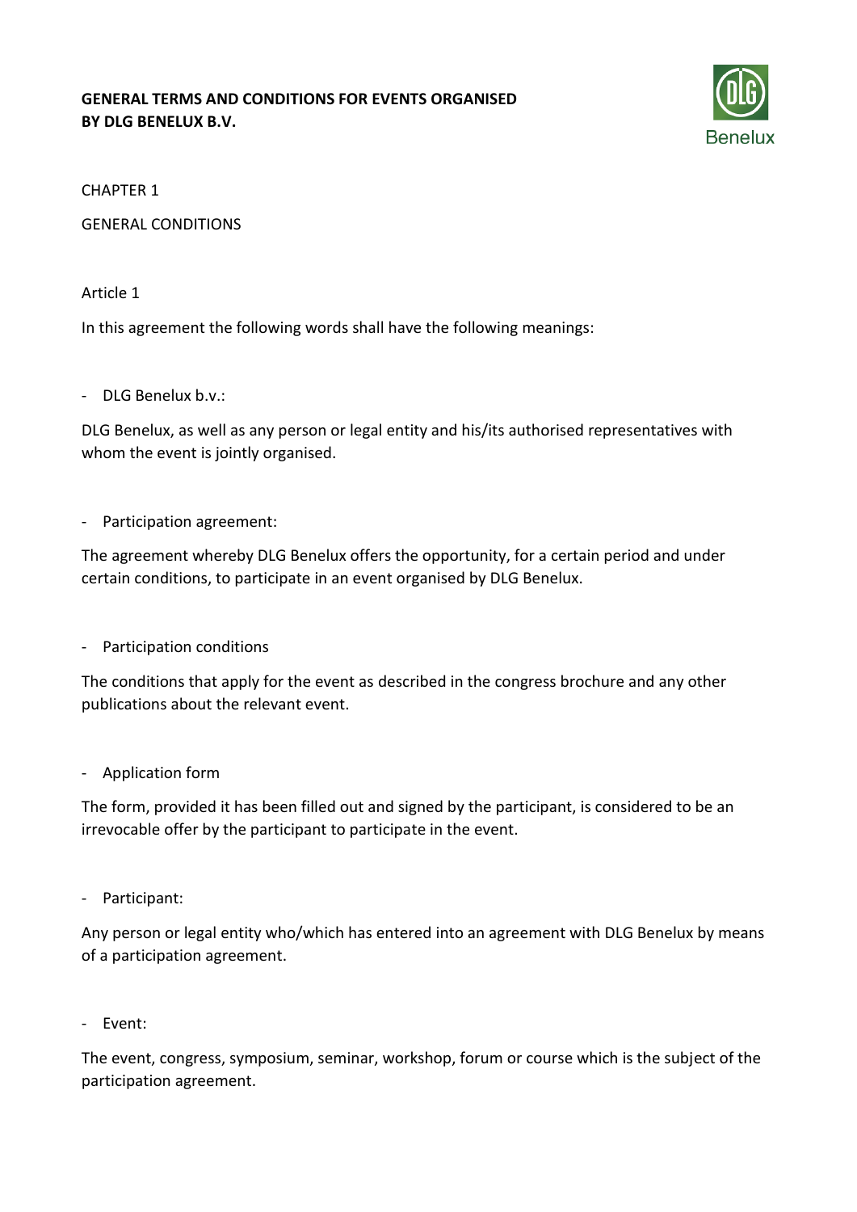# GENERAL TERMS AND CONDITIONS FOR EVENTS ORGANISED BY DLG BENELUX B.V.

CHAPTER 1

GENERAL CONDITIONS

Article 1

In this agreement the following words shall have the following meanings:

- DLG Benelux b.v.:

DLG Benelux, as well as any person or legal entity and his/its authorised representatives with whom the event is jointly organised.

- Participation agreement:

The agreement whereby DLG Benelux offers the opportunity, for a certain period and under certain conditions, to participate in an event organised by DLG Benelux.

- Participation conditions

The conditions that apply for the event as described in the congress brochure and any other publications about the relevant event.

- Application form

The form, provided it has been filled out and signed by the participant, is considered to be an irrevocable offer by the participant to participate in the event.

- Participant:

Any person or legal entity who/which has entered into an agreement with DLG Benelux by means of a participation agreement.

- Event:

The event, congress, symposium, seminar, workshop, forum or course which is the subject of the participation agreement.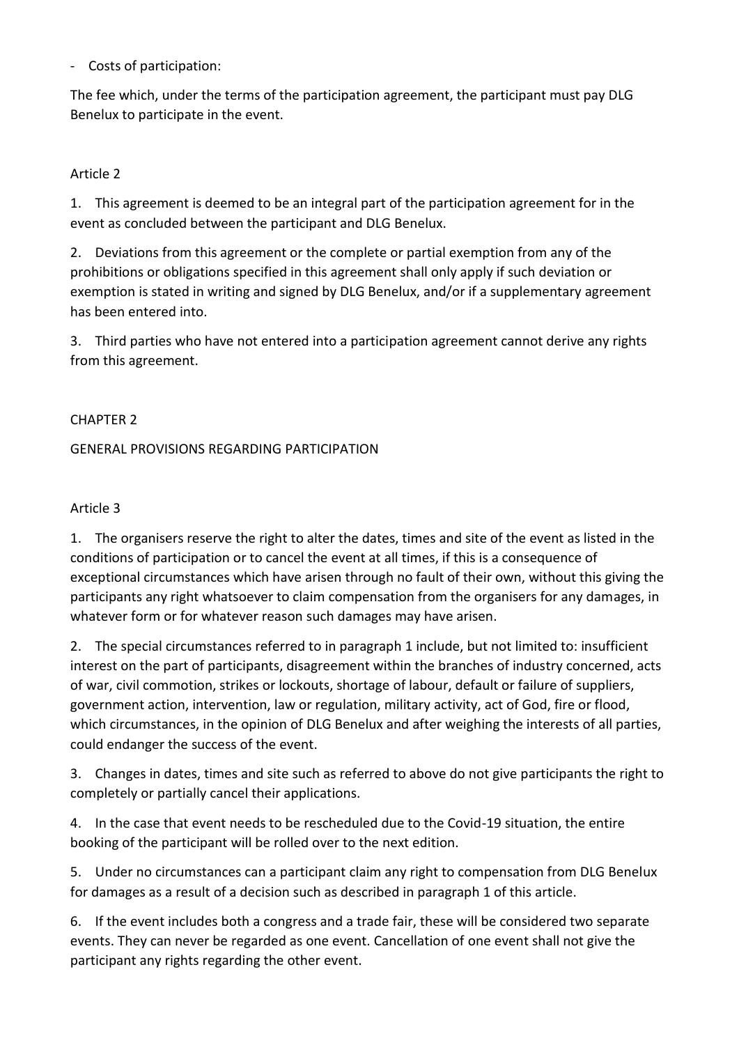- Costs of participation:

The fee which, under the terms of the participation agreement, the participant must pay DLG Benelux to participate in the event.

Article 2

1. This agreement is deemed to be an integral part of the participation agreement for in the event as concluded between the participant and DLG Benelux.

2. Deviations from this agreement or the complete or partial exemption from any of the prohibitions or obligations specified in this agreement shall only apply if such deviation or exemption is stated in writing and signed by DLG Benelux, and/or if a supplementary agreement has been entered into.

3. Third parties who have not entered into a participation agreement cannot derive any rights from this agreement.

## CHAPTER 2

## GENERAL PROVISIONS REGARDING PARTICIPATION

Article 3

1. The organisers reserve the right to alter the dates, times and site of the event as listed in the conditions of participation or to cancel the event at all times, if this is a consequence of exceptional circumstances which have arisen through no fault of their own, without this giving the participants any right whatsoever to claim compensation from the organisers for any damages, in whatever form or for whatever reason such damages may have arisen.

2. The special circumstances referred to in paragraph 1 include, but not limited to: insufficient interest on the part of participants, disagreement within the branches of industry concerned, acts of war, civil commotion, strikes or lockouts, shortage of labour, default or failure of suppliers, government action, intervention, law or regulation, military activity, act of God, fire or flood, which circumstances, in the opinion of DLG Benelux and after weighing the interests of all parties, could endanger the success of the event.

3. Changes in dates, times and site such as referred to above do not give participants the right to completely or partially cancel their applications.

4. In the case that event needs to be rescheduled due to the Covid-19 situation, the entire booking of the participant will be rolled over to the next edition.

5. Under no circumstances can a participant claim any right to compensation from DLG Benelux for damages as a result of a decision such as described in paragraph 1 of this article.

6. If the event includes both a congress and a trade fair, these will be considered two separate events. They can never be regarded as one event. Cancellation of one event shall not give the participant any rights regarding the other event.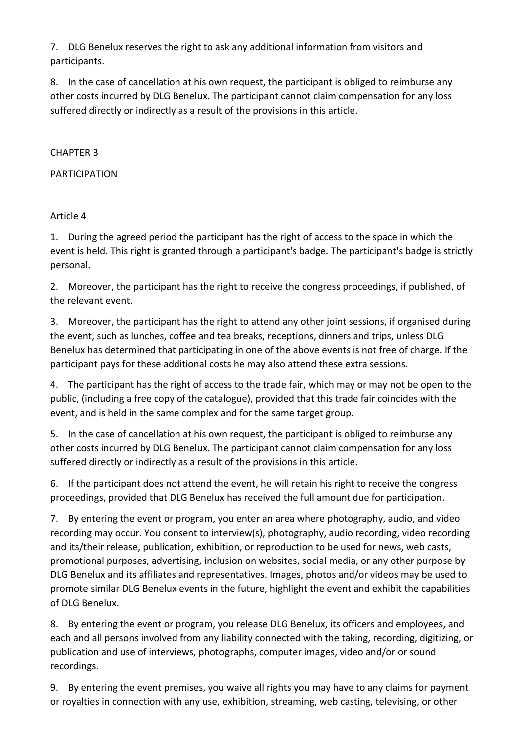7. DLG Benelux reserves the right to ask any additional information from visitors and participants.

8. In the case of cancellation at his own request, the participant is obliged to reimburse any other costs incurred by DLG Benelux. The participant cannot claim compensation for any loss suffered directly or indirectly as a result of the provisions in this article.

## CHAPTER 3

## PARTICIPATION

### Article 4

1. During the agreed period the participant has the right of access to the space in which the event is held. This right is granted through a participant's badge. The participant's badge is strictly personal.

2. Moreover, the participant has the right to receive the congress proceedings, if published, of the relevant event.

3. Moreover, the participant has the right to attend any other joint sessions, if organised during the event, such as lunches, coffee and tea breaks, receptions, dinners and trips, unless DLG Benelux has determined that participating in one of the above events is not free of charge. If the participant pays for these additional costs he may also attend these extra sessions.

4. The participant has the right of access to the trade fair, which may or may not be open to the public, (including a free copy of the catalogue), provided that this trade fair coincides with the event, and is held in the same complex and for the same target group.

5. In the case of cancellation at his own request, the participant is obliged to reimburse any other costs incurred by DLG Benelux. The participant cannot claim compensation for any loss suffered directly or indirectly as a result of the provisions in this article.

6. If the participant does not attend the event, he will retain his right to receive the congress proceedings, provided that DLG Benelux has received the full amount due for participation.

7. By entering the event or program, you enter an area where photography, audio, and video recording may occur. You consent to interview(s), photography, audio recording, video recording and its/their release, publication, exhibition, or reproduction to be used for news, web casts, promotional purposes, advertising, inclusion on websites, social media, or any other purpose by DLG Benelux and its affiliates and representatives. Images, photos and/or videos may be used to promote similar DLG Benelux events in the future, highlight the event and exhibit the capabilities of DLG Benelux.

8. By entering the event or program, you release DLG Benelux, its officers and employees, and each and all persons involved from any liability connected with the taking, recording, digitizing, or publication and use of interviews, photographs, computer images, video and/or or sound recordings.

9. By entering the event premises, you waive all rights you may have to any claims for payment or royalties in connection with any use, exhibition, streaming, web casting, televising, or other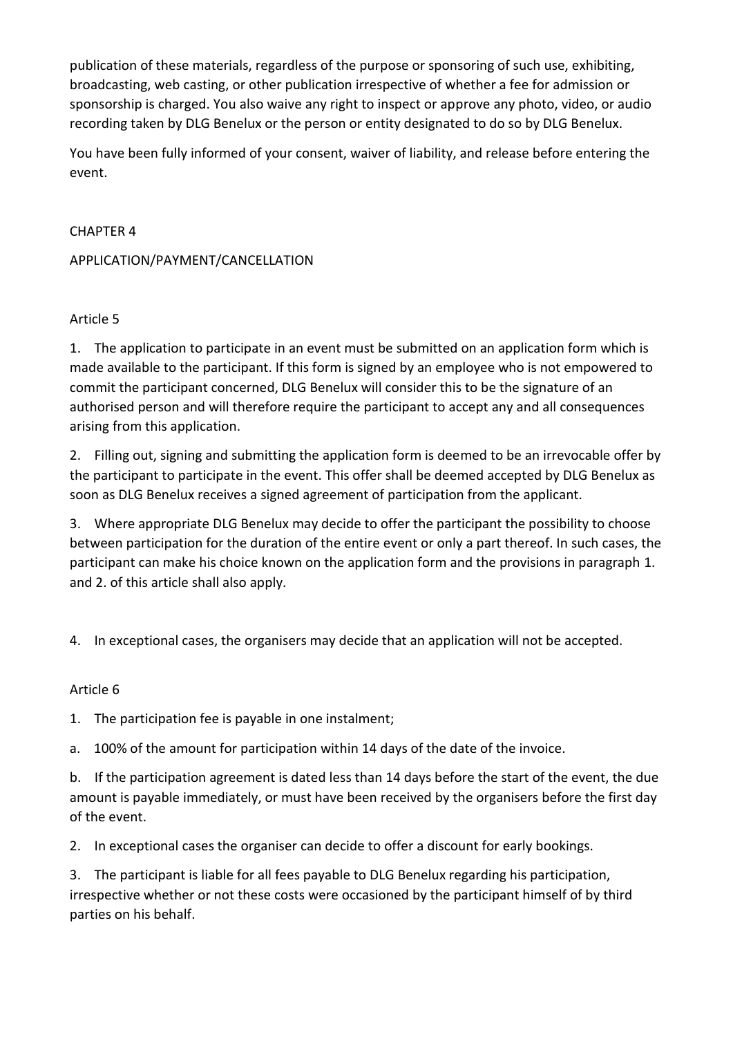publication of these materials, regardless of the purpose or sponsoring of such use, exhibiting, broadcasting, web casting, or other publication irrespective of whether a fee for admission or sponsorship is charged. You also waive any right to inspect or approve any photo, video, or audio recording taken by DLG Benelux or the person or entity designated to do so by DLG Benelux.

You have been fully informed of your consent, waiver of liability, and release before entering the event.

## CHAPTER 4

## APPLICATION/PAYMENT/CANCELLATION

### Article 5

1. The application to participate in an event must be submitted on an application form which is made available to the participant. If this form is signed by an employee who is not empowered to commit the participant concerned, DLG Benelux will consider this to be the signature of an authorised person and will therefore require the participant to accept any and all consequences arising from this application.

2. Filling out, signing and submitting the application form is deemed to be an irrevocable offer by the participant to participate in the event. This offer shall be deemed accepted by DLG Benelux as soon as DLG Benelux receives a signed agreement of participation from the applicant.

3. Where appropriate DLG Benelux may decide to offer the participant the possibility to choose between participation for the duration of the entire event or only a part thereof. In such cases, the participant can make his choice known on the application form and the provisions in paragraph 1. and 2. of this article shall also apply.

4. In exceptional cases, the organisers may decide that an application will not be accepted.

### Article 6

1. The participation fee is payable in one instalment;

a. 100% of the amount for participation within 14 days of the date of the invoice.

b. If the participation agreement is dated less than 14 days before the start of the event, the due amount is payable immediately, or must have been received by the organisers before the first day of the event.

2. In exceptional cases the organiser can decide to offer a discount for early bookings.

3. The participant is liable for all fees payable to DLG Benelux regarding his participation, irrespective whether or not these costs were occasioned by the participant himself of by third parties on his behalf.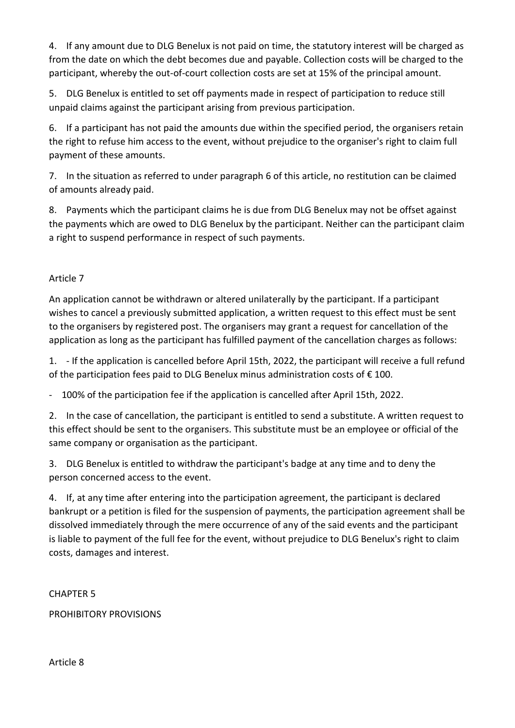4. If any amount due to DLG Benelux is not paid on time, the statutory interest will be charged as from the date on which the debt becomes due and payable. Collection costs will be charged to the participant, whereby the out-of-court collection costs are set at 15% of the principal amount.

5. DLG Benelux is entitled to set off payments made in respect of participation to reduce still unpaid claims against the participant arising from previous participation.

6. If a participant has not paid the amounts due within the specified period, the organisers retain the right to refuse him access to the event, without prejudice to the organiser's right to claim full payment of these amounts.

7. In the situation as referred to under paragraph 6 of this article, no restitution can be claimed of amounts already paid.

8. Payments which the participant claims he is due from DLG Benelux may not be offset against the payments which are owed to DLG Benelux by the participant. Neither can the participant claim a right to suspend performance in respect of such payments.

Article 7

An application cannot be withdrawn or altered unilaterally by the participant. If a participant wishes to cancel a previously submitted application, a written request to this effect must be sent to the organisers by registered post. The organisers may grant a request for cancellation of the application as long as the participant has fulfilled payment of the cancellation charges as follows:

1. - If the application is cancelled before April 15th, 2022, the participant will receive a full refund of the participation fees paid to DLG Benelux minus administration costs of € 100.

- 100% of the participation fee if the application is cancelled after April 15th, 2022.

2. In the case of cancellation, the participant is entitled to send a substitute. A written request to this effect should be sent to the organisers. This substitute must be an employee or official of the same company or organisation as the participant.

3. DLG Benelux is entitled to withdraw the participant's badge at any time and to deny the person concerned access to the event.

4. If, at any time after entering into the participation agreement, the participant is declared bankrupt or a petition is filed for the suspension of payments, the participation agreement shall be dissolved immediately through the mere occurrence of any of the said events and the participant is liable to payment of the full fee for the event, without prejudice to DLG Benelux's right to claim costs, damages and interest.

CHAPTER 5

PROHIBITORY PROVISIONS

Article 8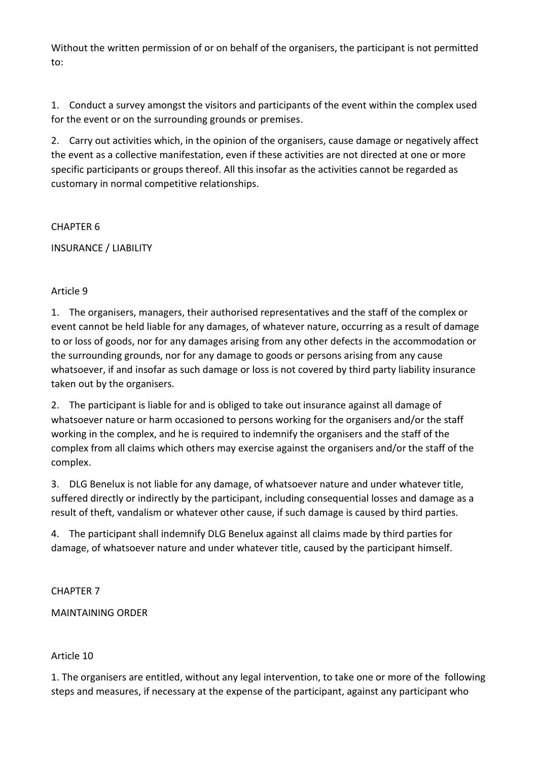Without the written permission of or on behalf of the organisers, the participant is not permitted to:

1. Conduct a survey amongst the visitors and participants of the event within the complex used for the event or on the surrounding grounds or premises.

2. Carry out activities which, in the opinion of the organisers, cause damage or negatively affect the event as a collective manifestation, even if these activities are not directed at one or more specific participants or groups thereof. All this insofar as the activities cannot be regarded as customary in normal competitive relationships.

## CHAPTER 6

## INSURANCE / LIABILITY

### Article 9

1. The organisers, managers, their authorised representatives and the staff of the complex or event cannot be held liable for any damages, of whatever nature, occurring as a result of damage to or loss of goods, nor for any damages arising from any other defects in the accommodation or the surrounding grounds, nor for any damage to goods or persons arising from any cause whatsoever, if and insofar as such damage or loss is not covered by third party liability insurance taken out by the organisers.

2. The participant is liable for and is obliged to take out insurance against all damage of whatsoever nature or harm occasioned to persons working for the organisers and/or the staff working in the complex, and he is required to indemnify the organisers and the staff of the complex from all claims which others may exercise against the organisers and/or the staff of the complex.

3. DLG Benelux is not liable for any damage, of whatsoever nature and under whatever title, suffered directly or indirectly by the participant, including consequential losses and damage as a result of theft, vandalism or whatever other cause, if such damage is caused by third parties.

4. The participant shall indemnify DLG Benelux against all claims made by third parties for damage, of whatsoever nature and under whatever title, caused by the participant himself.

## CHAPTER 7

## MAINTAINING ORDER

### Article 10

1. The organisers are entitled, without any legal intervention, to take one or more of the following steps and measures, if necessary at the expense of the participant, against any participant who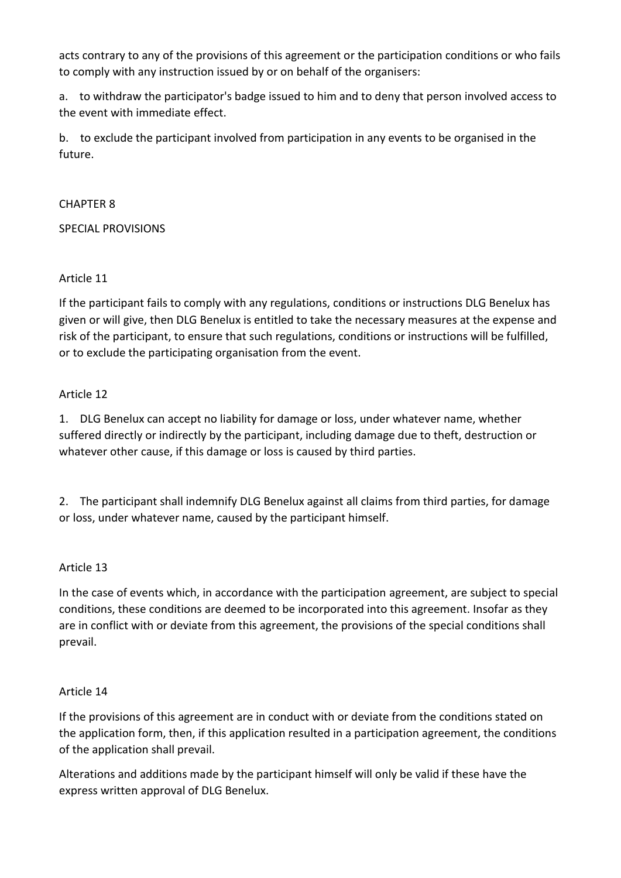acts contrary to any of the provisions of this agreement or the participation conditions or who fails to comply with any instruction issued by or on behalf of the organisers:

a. to withdraw the participator's badge issued to him and to deny that person involved access to the event with immediate effect.

b. to exclude the participant involved from participation in any events to be organised in the future.

## CHAPTER 8

## SPECIAL PROVISIONS

### Article 11

If the participant fails to comply with any regulations, conditions or instructions DLG Benelux has given or will give, then DLG Benelux is entitled to take the necessary measures at the expense and risk of the participant, to ensure that such regulations, conditions or instructions will be fulfilled, or to exclude the participating organisation from the event.

### Article 12

1. DLG Benelux can accept no liability for damage or loss, under whatever name, whether suffered directly or indirectly by the participant, including damage due to theft, destruction or whatever other cause, if this damage or loss is caused by third parties.

2. The participant shall indemnify DLG Benelux against all claims from third parties, for damage or loss, under whatever name, caused by the participant himself.

### Article 13

In the case of events which, in accordance with the participation agreement, are subject to special conditions, these conditions are deemed to be incorporated into this agreement. Insofar as they are in conflict with or deviate from this agreement, the provisions of the special conditions shall prevail.

### Article 14

If the provisions of this agreement are in conduct with or deviate from the conditions stated on the application form, then, if this application resulted in a participation agreement, the conditions of the application shall prevail.

Alterations and additions made by the participant himself will only be valid if these have the express written approval of DLG Benelux.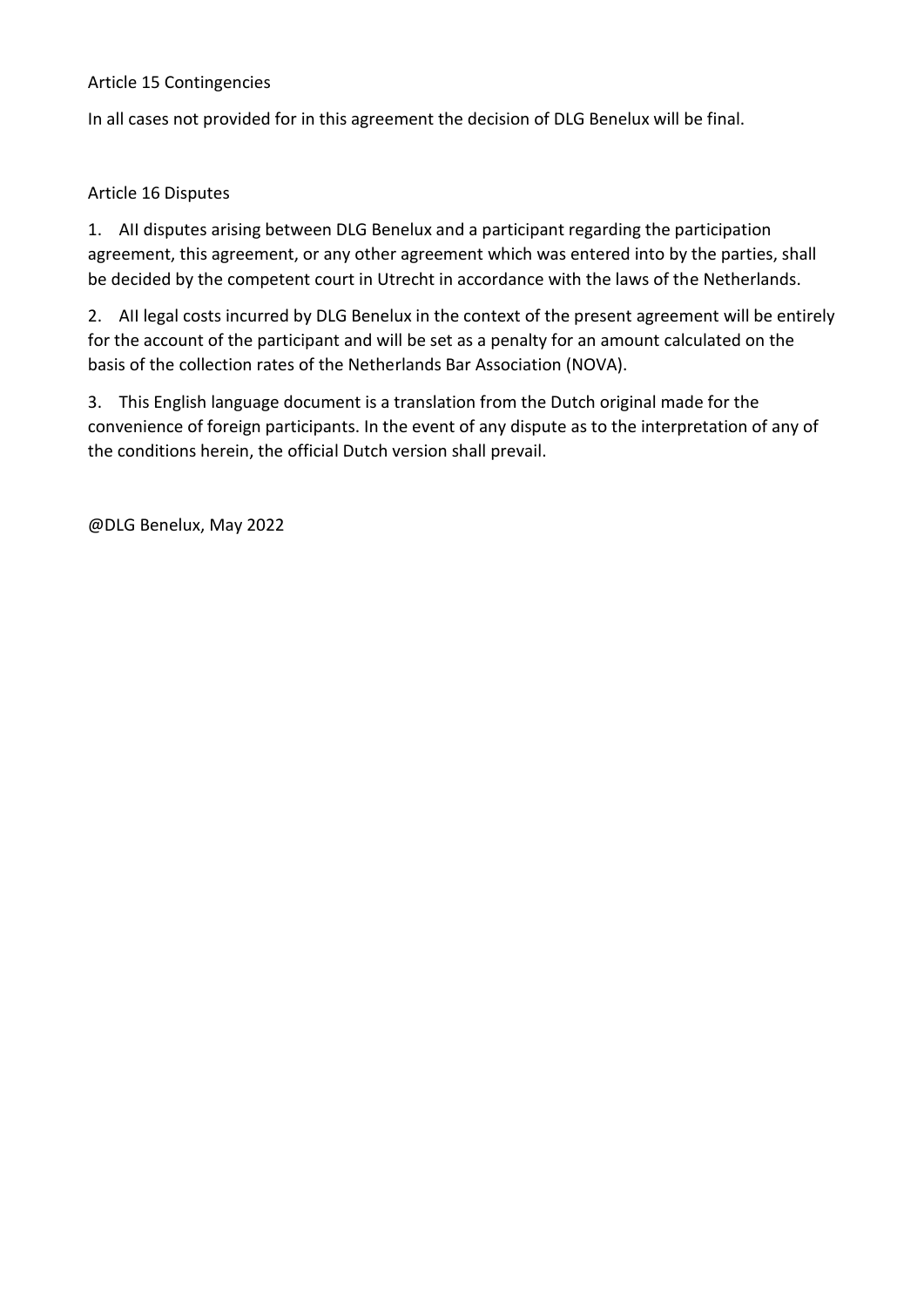## Article 15 Contingencies

In all cases not provided for in this agreement the decision of DLG Benelux will be final.

## Article 16 Disputes

1. All disputes arising between DLG Benelux and a participant regarding the participation agreement, this agreement, or any other agreement which was entered into by the parties, shall be decided by the competent court in Utrecht in accordance with the laws of the Netherlands.

2. All legal costs incurred by DLG Benelux in the context of the present agreement will be entirely for the account of the participant and will be set as a penalty for an amount calculated on the basis of the collection rates of the Netherlands Bar Association (NOVA).

3. This English language document is a translation from the Dutch original made for the convenience of foreign participants. In the event of any dispute as to the interpretation of any of the conditions herein, the official Dutch version shall prevail.

@DLG Benelux, May 2022